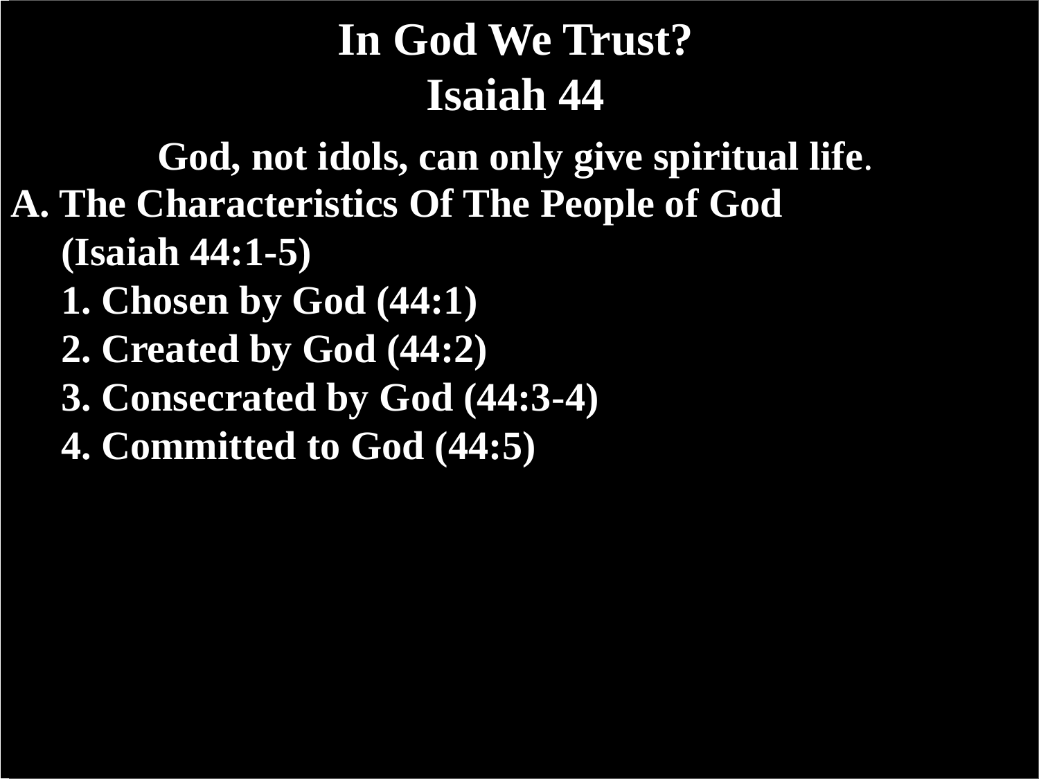# In God We Trust?
## Isaiah 44

**God, not idols, can only give spiritual life.**

**A. The Characteristics Of The People of God (Isaiah 44:1-5)**

1. **Chosen by God (44:1)**
2. **Created by God (44:2)**
3. **Consecrated by God (44:3-4)**
4. **Committed to God (44:5)**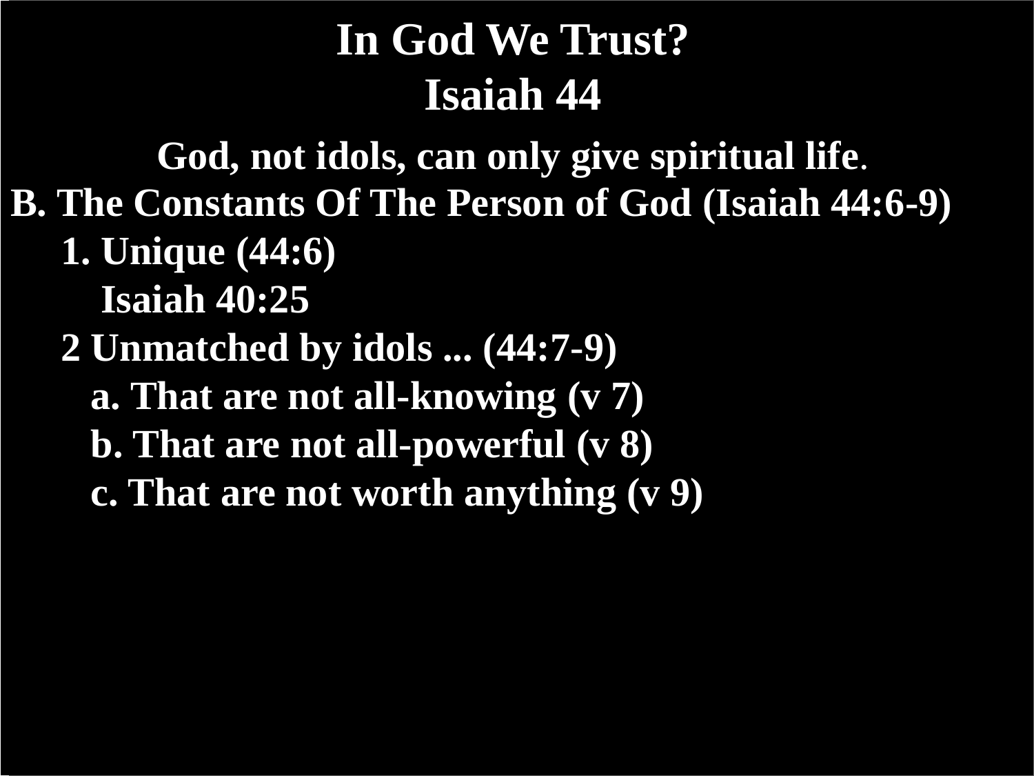# In God We Trust?
# Isaiah 44

**God, not idols, can only give spiritual life.**

**B. The Constants Of The Person of God (Isaiah 44:6-9)**

- **1. Unique (44:6)**
  - **Isaiah 40:25**
- **2 Unmatched by idols ... (44:7-9)**
  - **a. That are not all-knowing (v 7)**
  - **b. That are not all-powerful (v 8)**
  - **c. That are not worth anything (v 9)**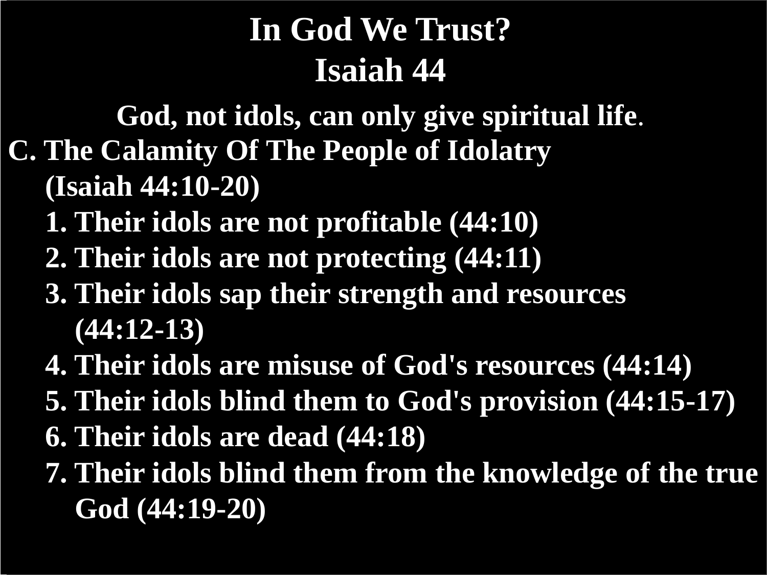# In God We Trust?
# Isaiah 44

**God, not idols, can only give spiritual life.**

**C. The Calamity Of The People of Idolatry (Isaiah 44:10-20)**

1. **Their idols are not profitable (44:10)**
2. **Their idols are not protecting (44:11)**
3. **Their idols sap their strength and resources (44:12-13)**
4. **Their idols are misuse of God's resources (44:14)**
5. **Their idols blind them to God's provision (44:15-17)**
6. **Their idols are dead (44:18)**
7. **Their idols blind them from the knowledge of the true God (44:19-20)**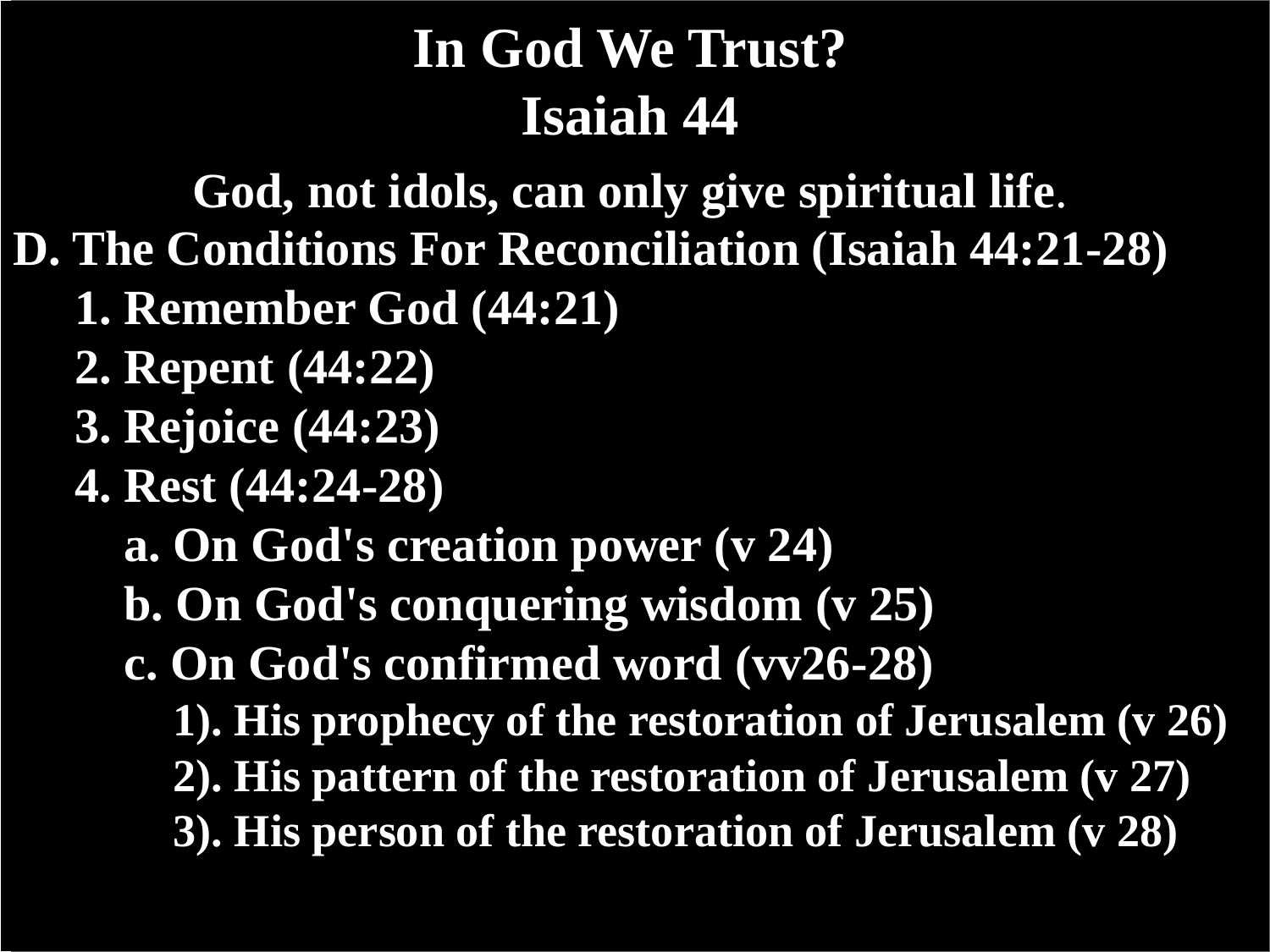# In God We Trust?
# Isaiah 44

**God, not idols, can only give spiritual life.**

**D. The Conditions For Reconciliation (Isaiah 44:21-28)**

- **1. Remember God (44:21)**
- **2. Repent (44:22)**
- **3. Rejoice (44:23)**
- **4. Rest (44:24-28)**
  - **a. On God's creation power (v 24)**
  - **b. On God's conquering wisdom (v 25)**
  - **c. On God's confirmed word (vv26-28)**
    - **1). His prophecy of the restoration of Jerusalem (v 26)**
    - **2). His pattern of the restoration of Jerusalem (v 27)**
    - **3). His person of the restoration of Jerusalem (v 28)**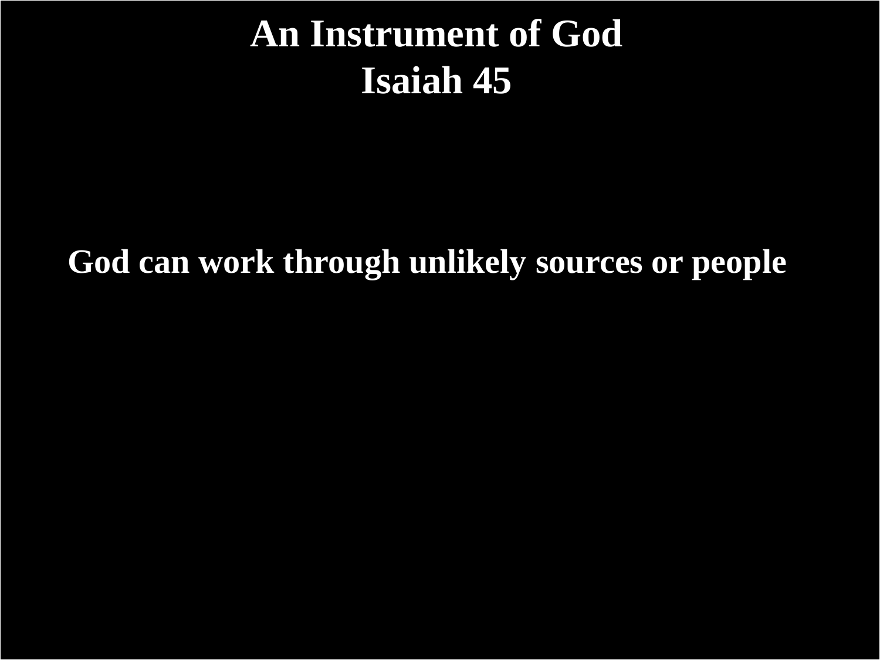# An Instrument of God
## Isaiah 45

**God can work through unlikely sources or people**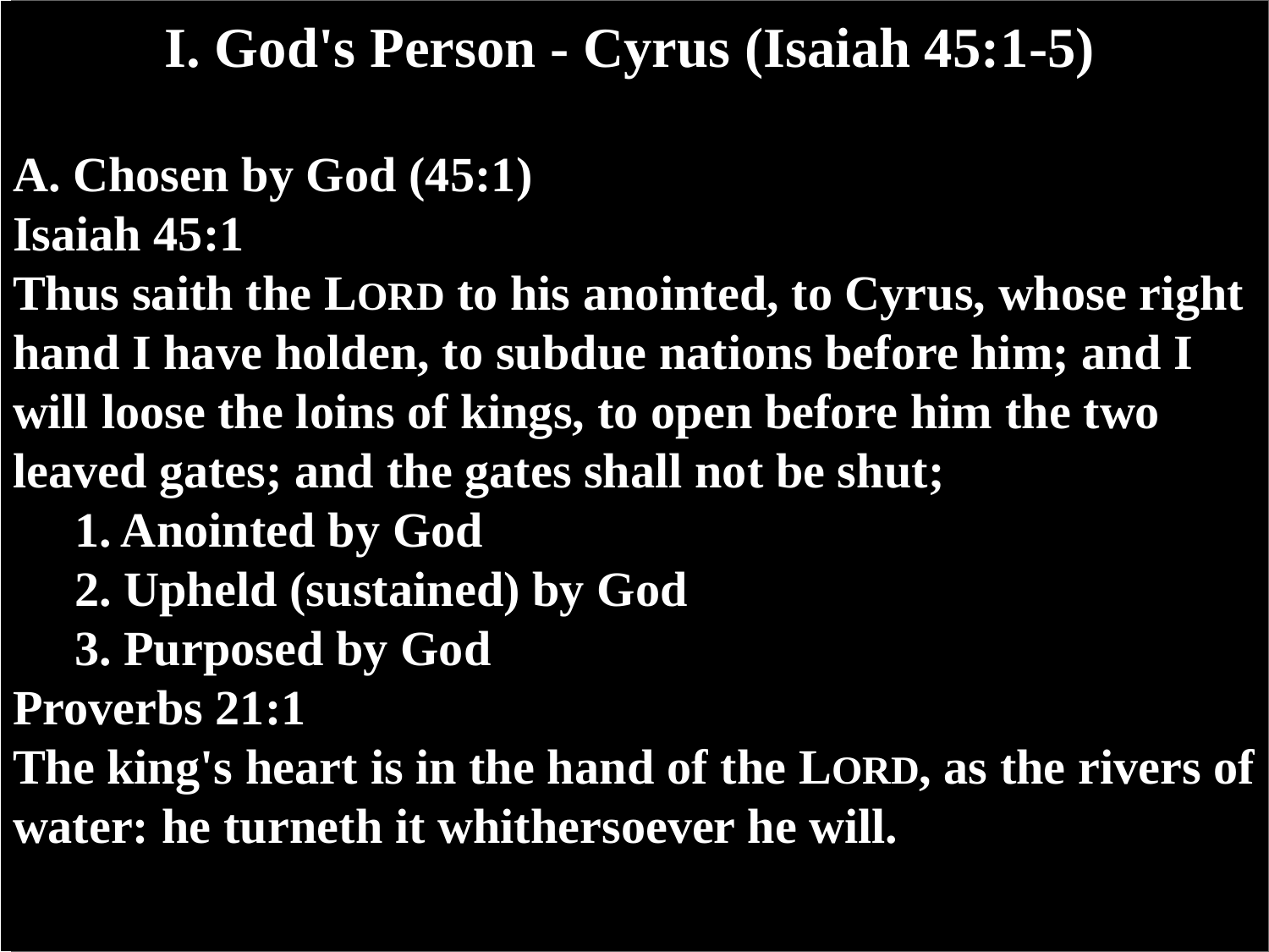# I. God's Person - Cyrus (Isaiah 45:1-5)

**A. Chosen by God (45:1)**

**Isaiah 45:1**

**Thus saith the LORD to his anointed, to Cyrus, whose right hand I have holden, to subdue nations before him; and I will loose the loins of kings, to open before him the two leaved gates; and the gates shall not be shut;**

1. **Anointed by God**
2. **Upheld (sustained) by God**
3. **Purposed by God**

**Proverbs 21:1**

**The king's heart is in the hand of the LORD, as the rivers of water: he turneth it whithersoever he will.**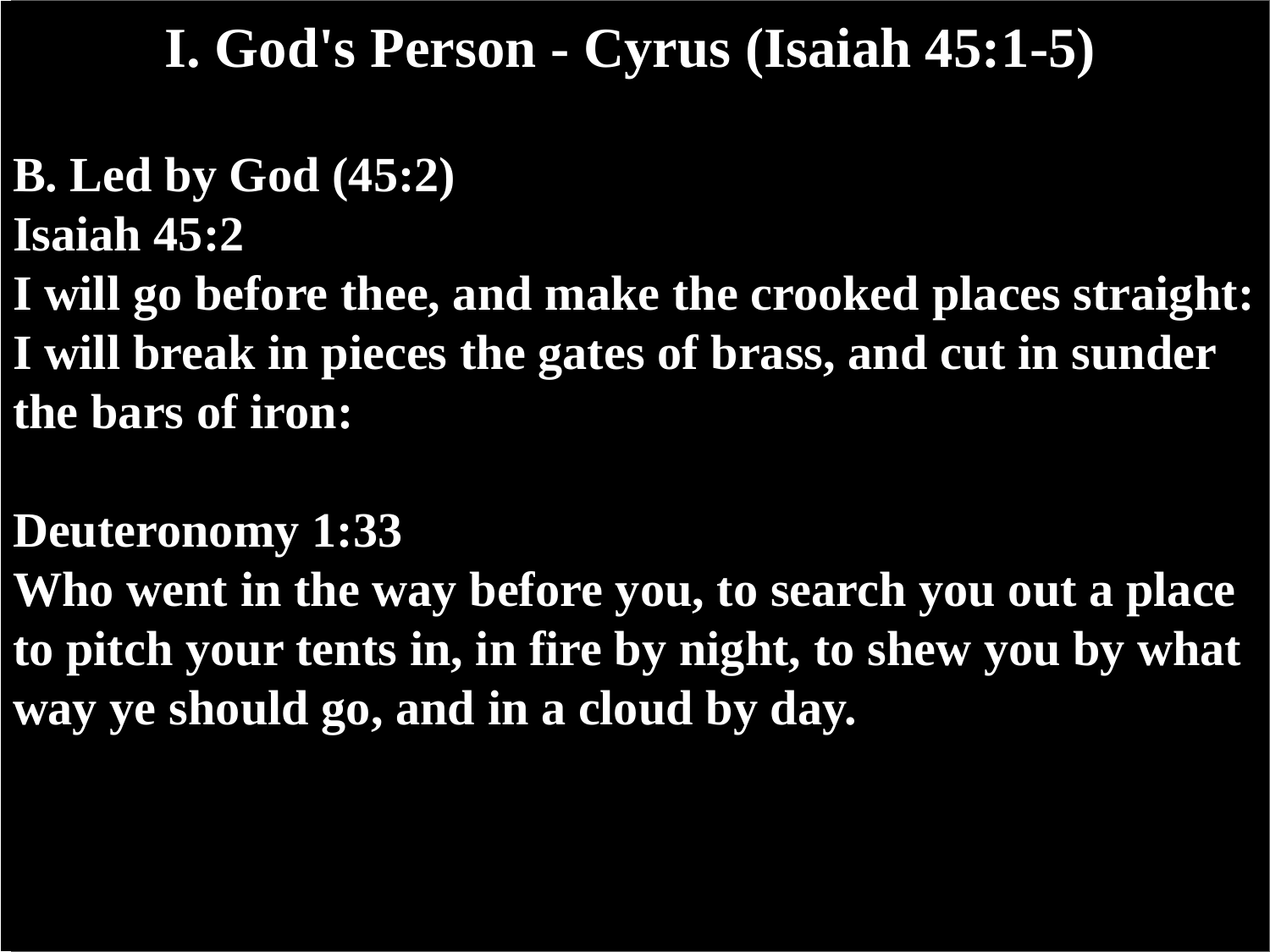# I. God's Person - Cyrus (Isaiah 45:1-5)

**B. Led by God (45:2)**

**Isaiah 45:2**

**I will go before thee, and make the crooked places straight: I will break in pieces the gates of brass, and cut in sunder the bars of iron:**

**Deuteronomy 1:33**

**Who went in the way before you, to search you out a place to pitch your tents in, in fire by night, to shew you by what way ye should go, and in a cloud by day.**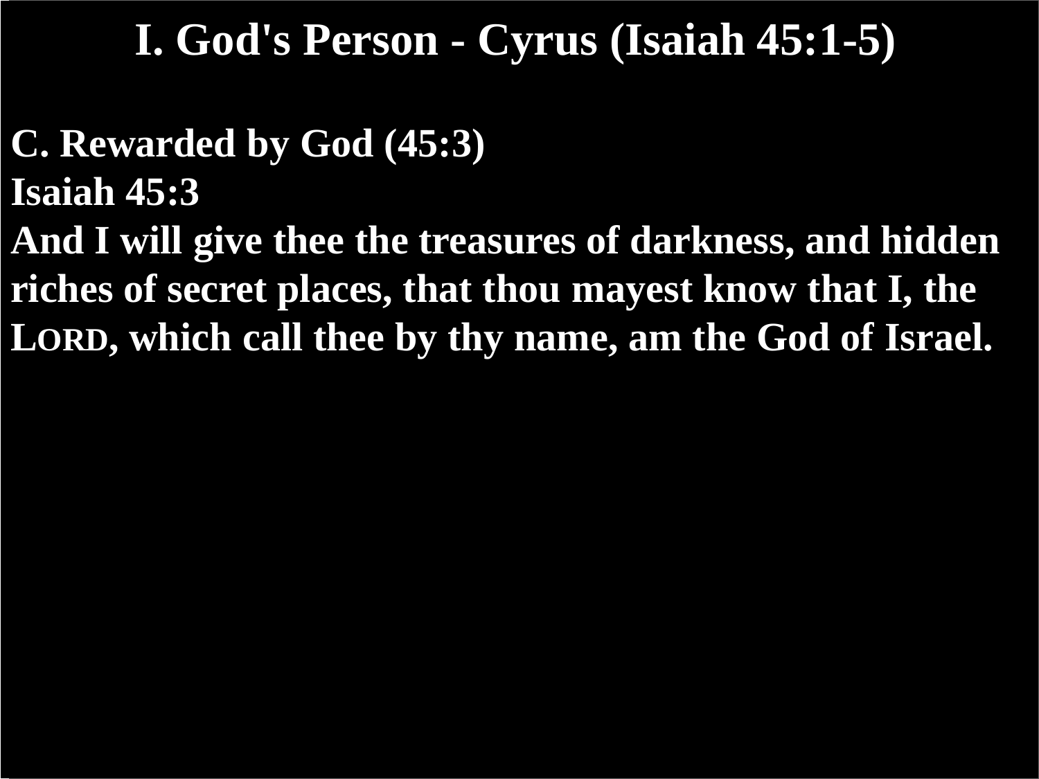# I. God's Person - Cyrus (Isaiah 45:1-5)

**C. Rewarded by God (45:3)**

**Isaiah 45:3**

**And I will give thee the treasures of darkness, and hidden riches of secret places, that thou mayest know that I, the LORD, which call thee by thy name, am the God of Israel.**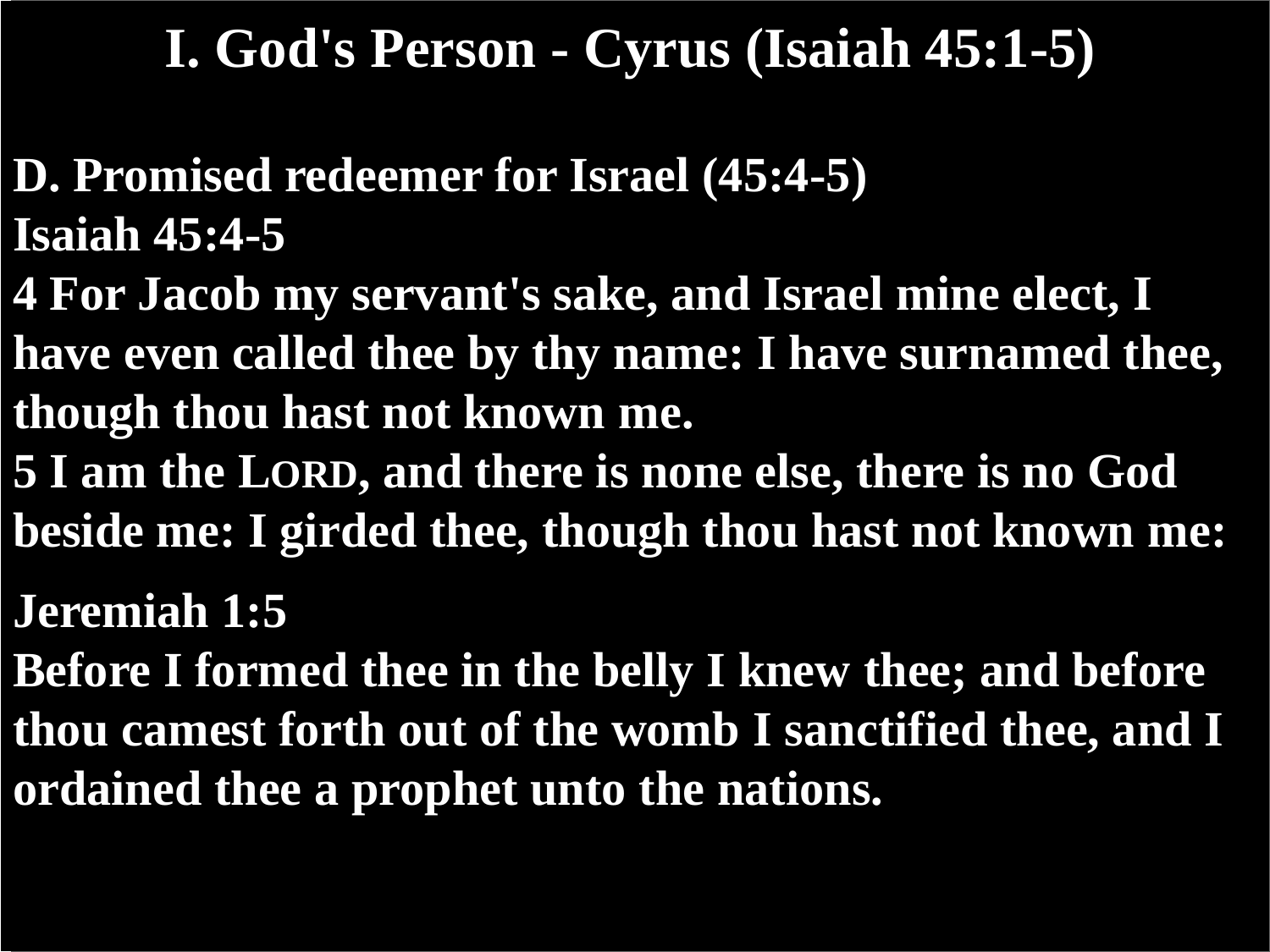# I. God's Person - Cyrus (Isaiah 45:1-5)

**D. Promised redeemer for Israel (45:4-5)**

**Isaiah 45:4-5**

**4 For Jacob my servant's sake, and Israel mine elect, I have even called thee by thy name: I have surnamed thee, though thou hast not known me.**

**5 I am the LORD, and there is none else, there is no God beside me: I girded thee, though thou hast not known me:**

**Jeremiah 1:5**

**Before I formed thee in the belly I knew thee; and before thou camest forth out of the womb I sanctified thee, and I ordained thee a prophet unto the nations.**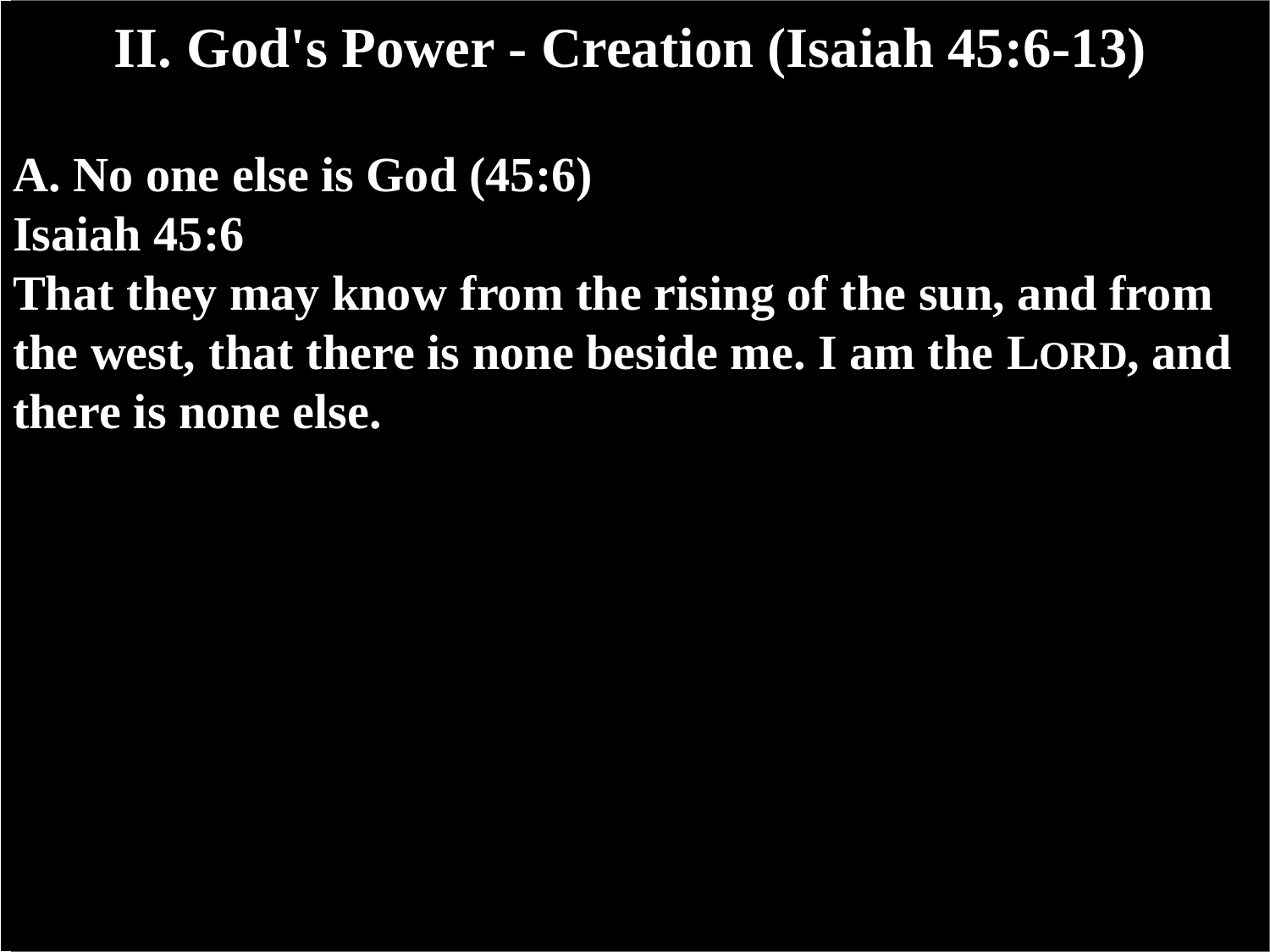# II. God's Power - Creation (Isaiah 45:6-13)

**A. No one else is God (45:6)**

**Isaiah 45:6**

**That they may know from the rising of the sun, and from the west, that there is none beside me. I am the LORD, and there is none else.**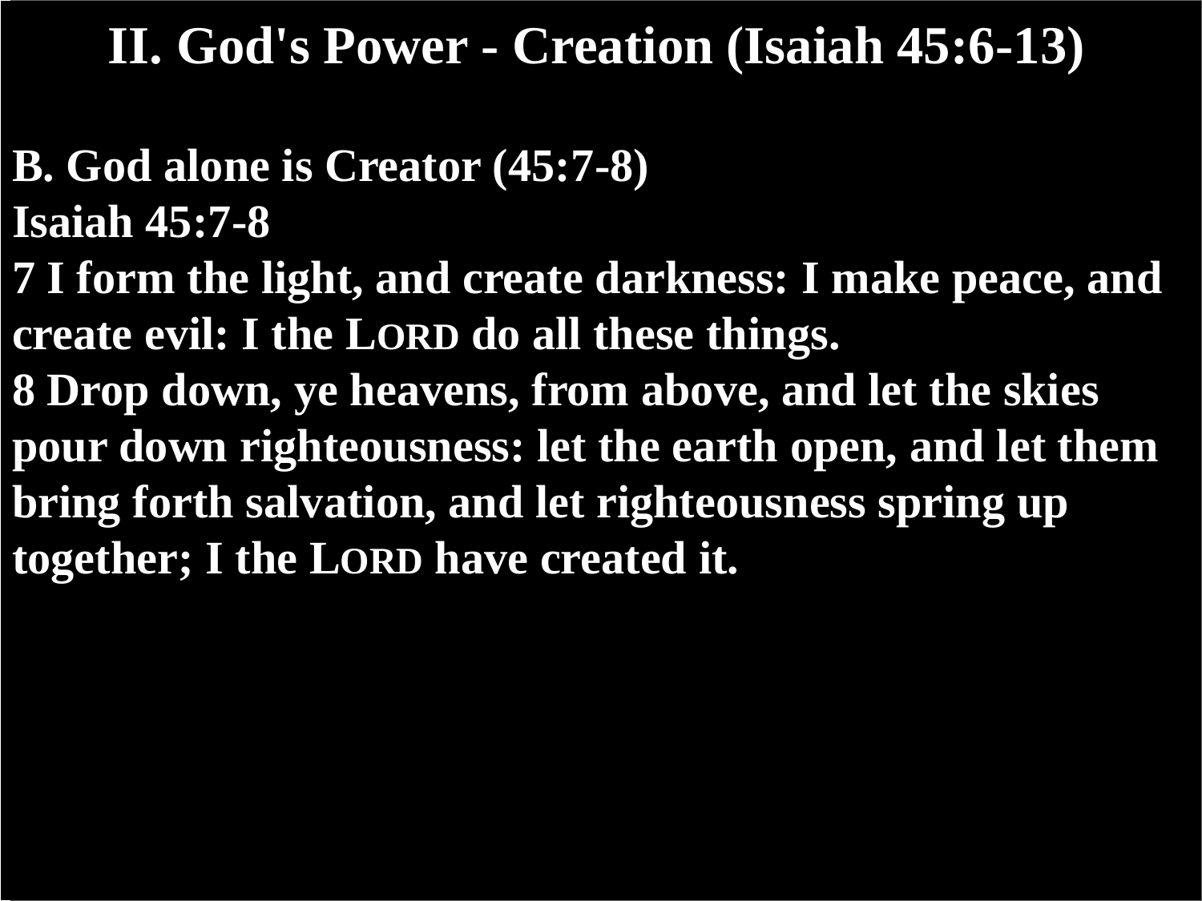# II. God's Power - Creation (Isaiah 45:6-13)

**B. God alone is Creator (45:7-8)**

**Isaiah 45:7-8**

**7 I form the light, and create darkness: I make peace, and create evil: I the LORD do all these things.**

**8 Drop down, ye heavens, from above, and let the skies pour down righteousness: let the earth open, and let them bring forth salvation, and let righteousness spring up together; I the LORD have created it.**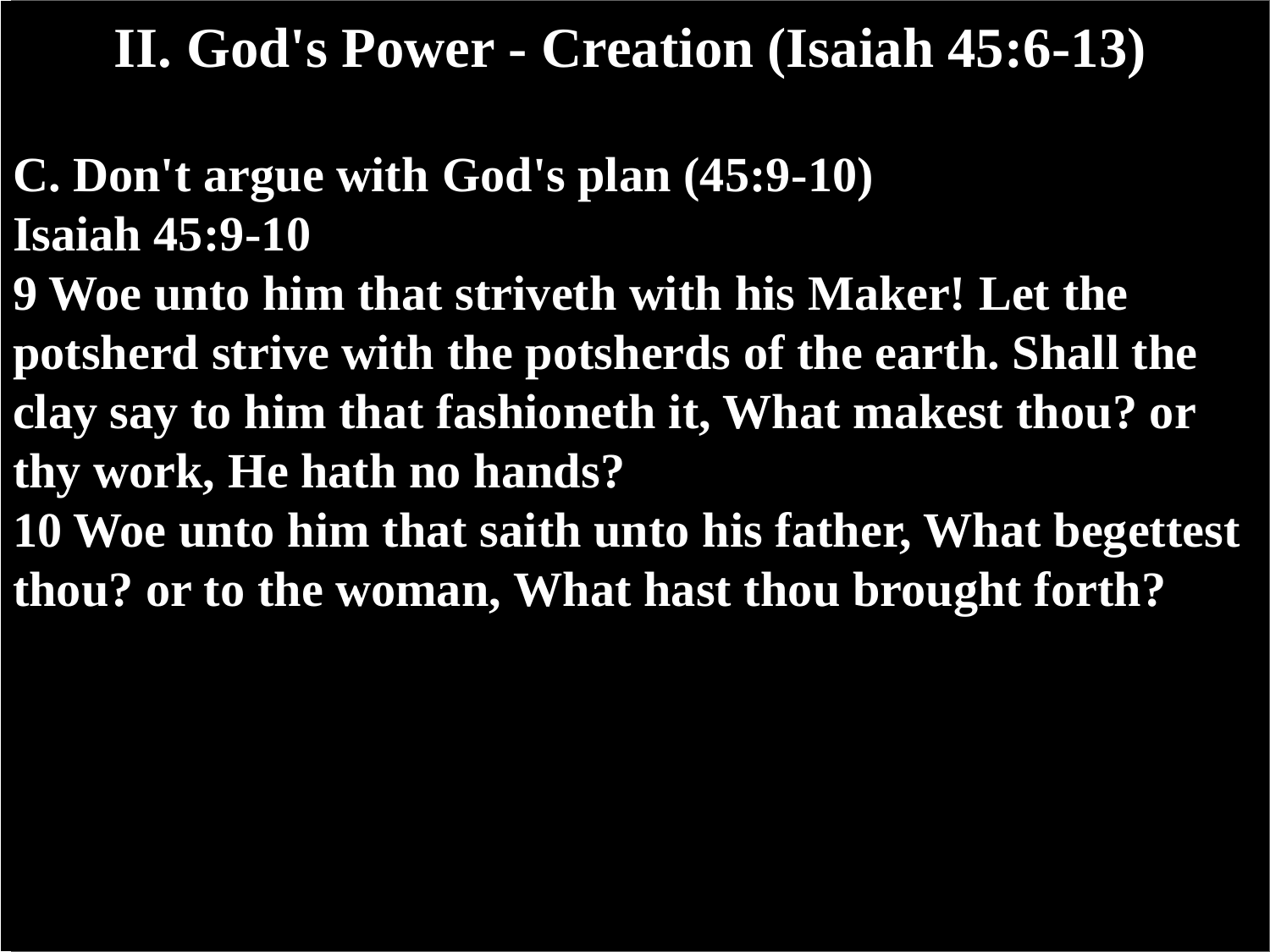# II. God's Power - Creation (Isaiah 45:6-13)

**C. Don't argue with God's plan (45:9-10)**

**Isaiah 45:9-10**

**9 Woe unto him that striveth with his Maker! Let the potsherd strive with the potsherds of the earth. Shall the clay say to him that fashioneth it, What makest thou? or thy work, He hath no hands?**

**10 Woe unto him that saith unto his father, What begettest thou? or to the woman, What hast thou brought forth?**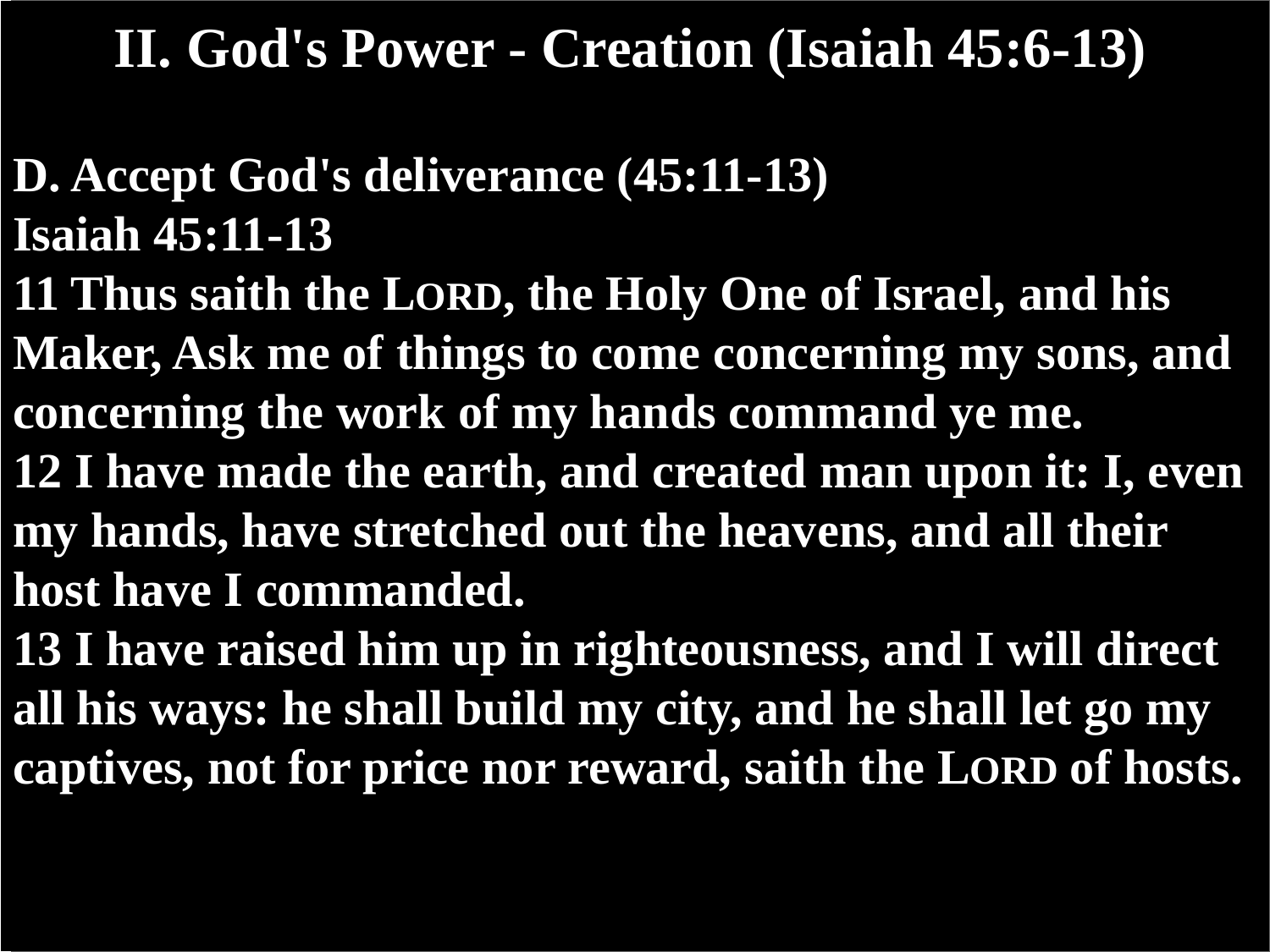# II. God's Power - Creation (Isaiah 45:6-13)

**D. Accept God's deliverance (45:11-13)**

**Isaiah 45:11-13**

**11 Thus saith the LORD, the Holy One of Israel, and his Maker, Ask me of things to come concerning my sons, and concerning the work of my hands command ye me.**

**12 I have made the earth, and created man upon it: I, even my hands, have stretched out the heavens, and all their host have I commanded.**

**13 I have raised him up in righteousness, and I will direct all his ways: he shall build my city, and he shall let go my captives, not for price nor reward, saith the LORD of hosts.**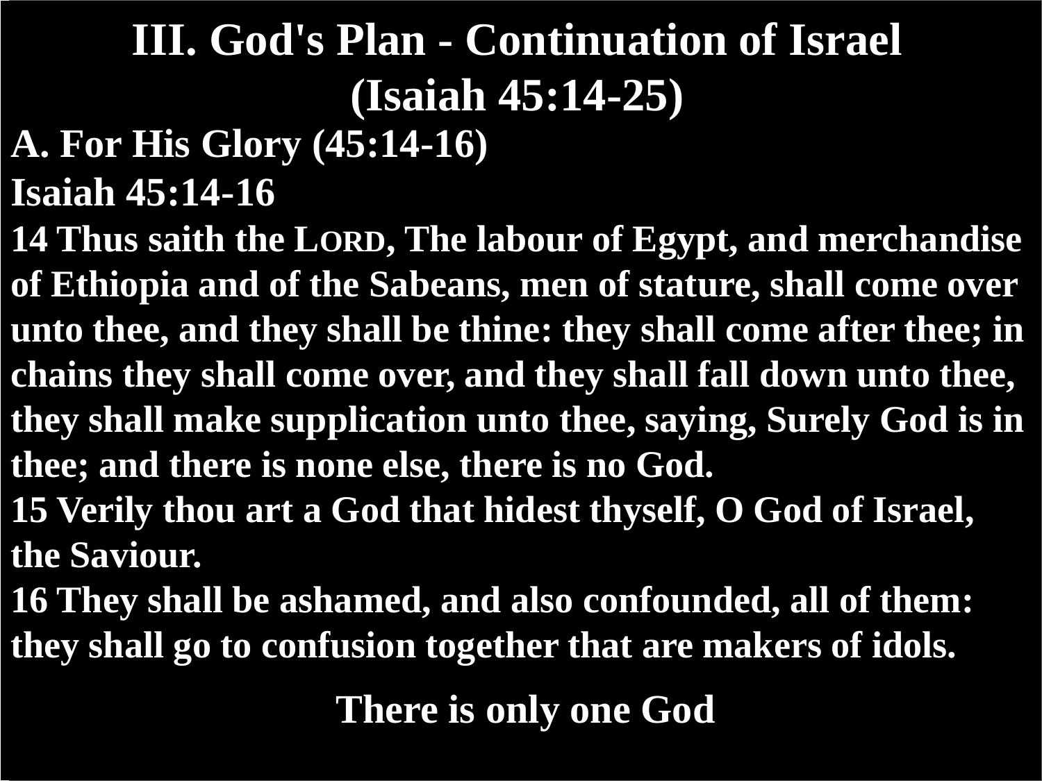# III. God's Plan - Continuation of Israel (Isaiah 45:14-25)

## A. For His Glory (45:14-16)

**Isaiah 45:14-16**

**14 Thus saith the LORD, The labour of Egypt, and merchandise of Ethiopia and of the Sabeans, men of stature, shall come over unto thee, and they shall be thine: they shall come after thee; in chains they shall come over, and they shall fall down unto thee, they shall make supplication unto thee, saying, Surely God is in thee; and there is none else, there is no God.**

**15 Verily thou art a God that hidest thyself, O God of Israel, the Saviour.**

**16 They shall be ashamed, and also confounded, all of them: they shall go to confusion together that are makers of idols.**

**There is only one God**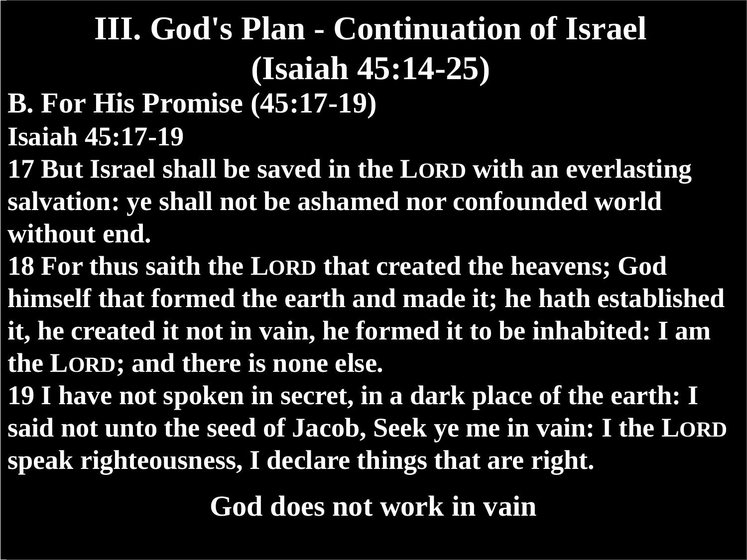# III. God's Plan - Continuation of Israel (Isaiah 45:14-25)

## B. For His Promise (45:17-19)

**Isaiah 45:17-19**

**17 But Israel shall be saved in the LORD with an everlasting salvation: ye shall not be ashamed nor confounded world without end.**

**18 For thus saith the LORD that created the heavens; God himself that formed the earth and made it; he hath established it, he created it not in vain, he formed it to be inhabited: I am the LORD; and there is none else.**

**19 I have not spoken in secret, in a dark place of the earth: I said not unto the seed of Jacob, Seek ye me in vain: I the LORD speak righteousness, I declare things that are right.**

**God does not work in vain**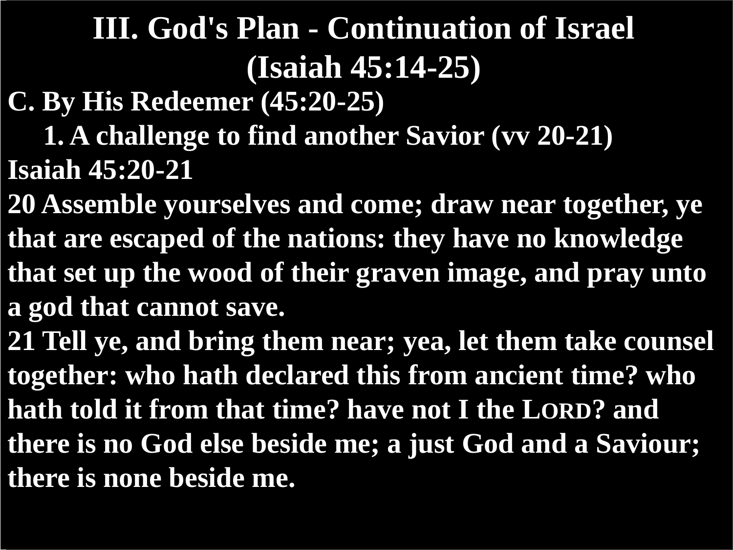# III. God's Plan - Continuation of Israel (Isaiah 45:14-25)

**C. By His Redeemer (45:20-25)**

**1. A challenge to find another Savior (vv 20-21)**

**Isaiah 45:20-21**

**20 Assemble yourselves and come; draw near together, ye that are escaped of the nations: they have no knowledge that set up the wood of their graven image, and pray unto a god that cannot save.**

**21 Tell ye, and bring them near; yea, let them take counsel together: who hath declared this from ancient time? who hath told it from that time? have not I the LORD? and there is no God else beside me; a just God and a Saviour; there is none beside me.**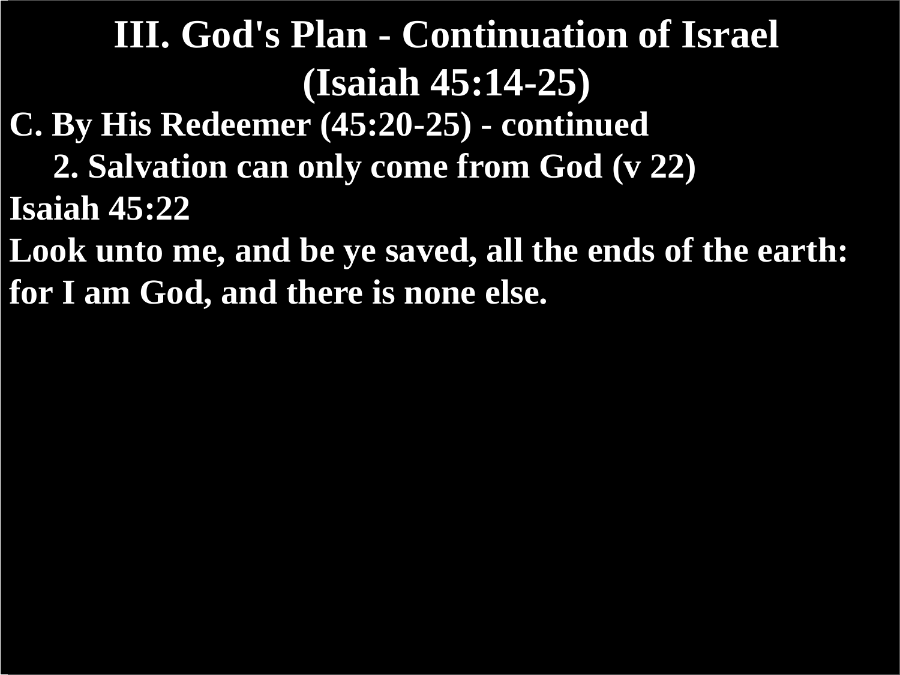# III. God's Plan - Continuation of Israel (Isaiah 45:14-25)

**C. By His Redeemer (45:20-25) - continued**

**2. Salvation can only come from God (v 22)**

**Isaiah 45:22**

**Look unto me, and be ye saved, all the ends of the earth: for I am God, and there is none else.**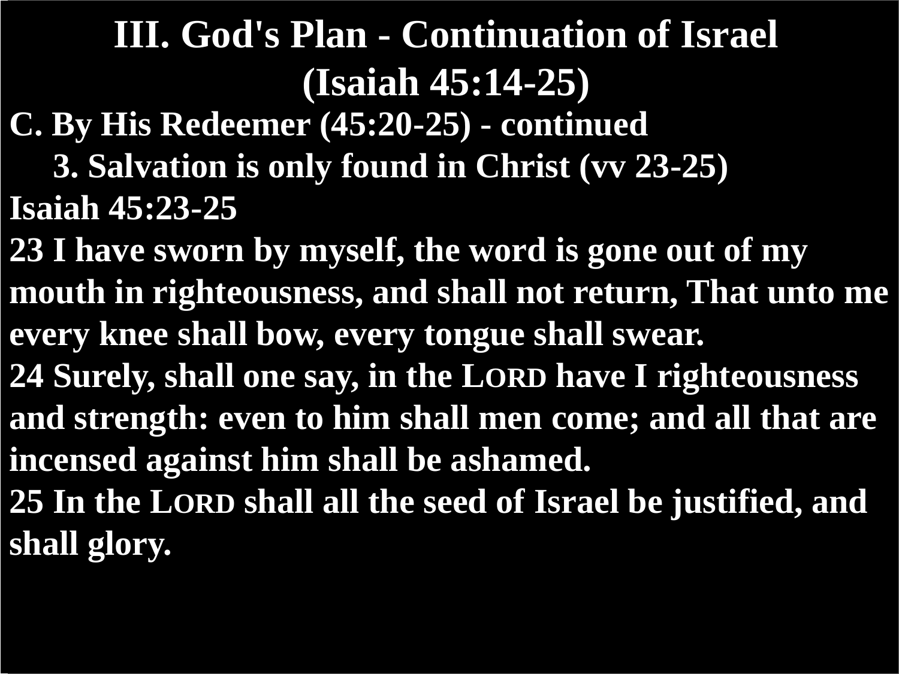# III. God's Plan - Continuation of Israel (Isaiah 45:14-25)

**C. By His Redeemer (45:20-25) - continued**

**3. Salvation is only found in Christ (vv 23-25)**

**Isaiah 45:23-25**

**23 I have sworn by myself, the word is gone out of my mouth in righteousness, and shall not return, That unto me every knee shall bow, every tongue shall swear.**

**24 Surely, shall one say, in the LORD have I righteousness and strength: even to him shall men come; and all that are incensed against him shall be ashamed.**

**25 In the LORD shall all the seed of Israel be justified, and shall glory.**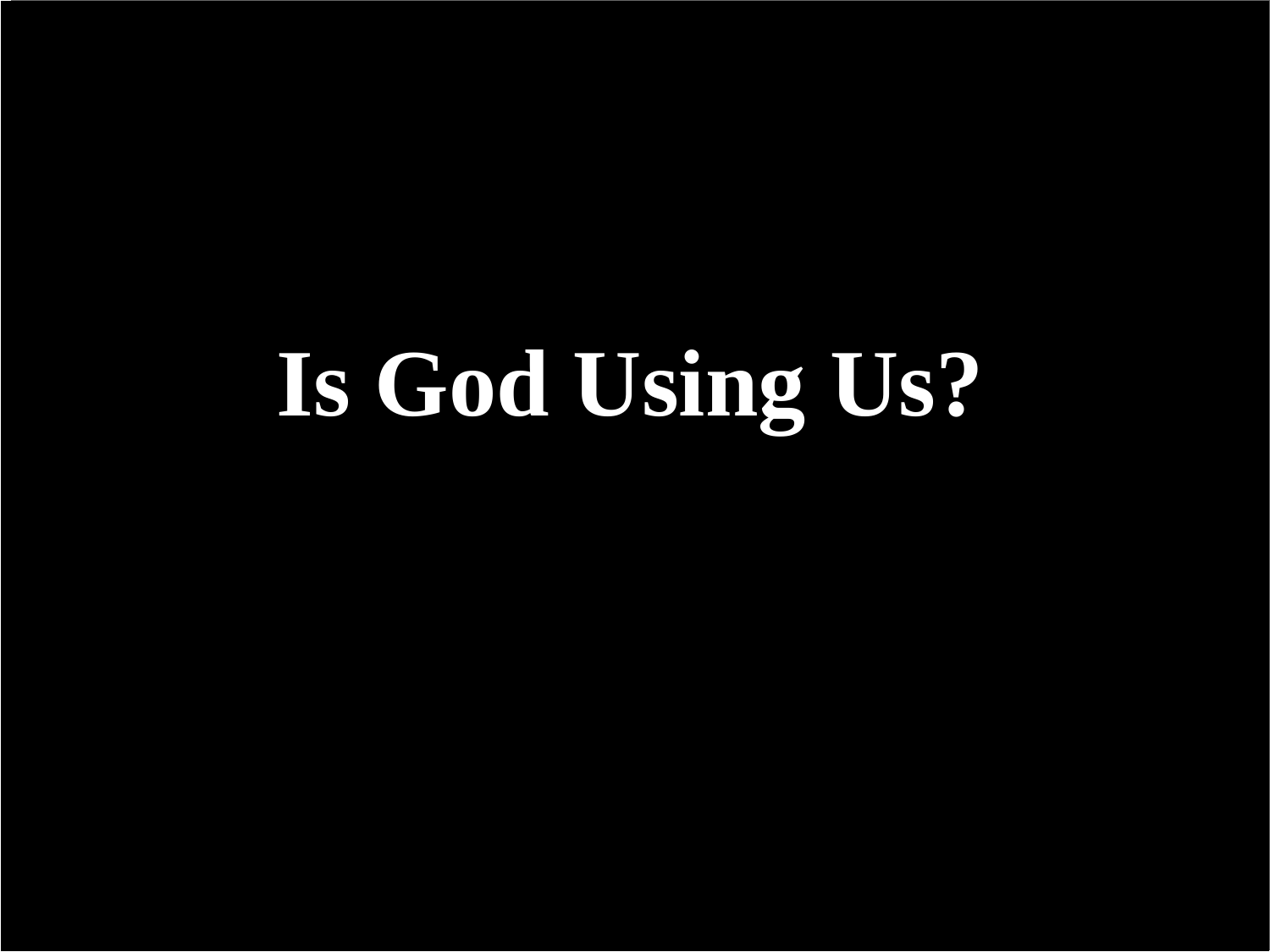# Is God Using Us?